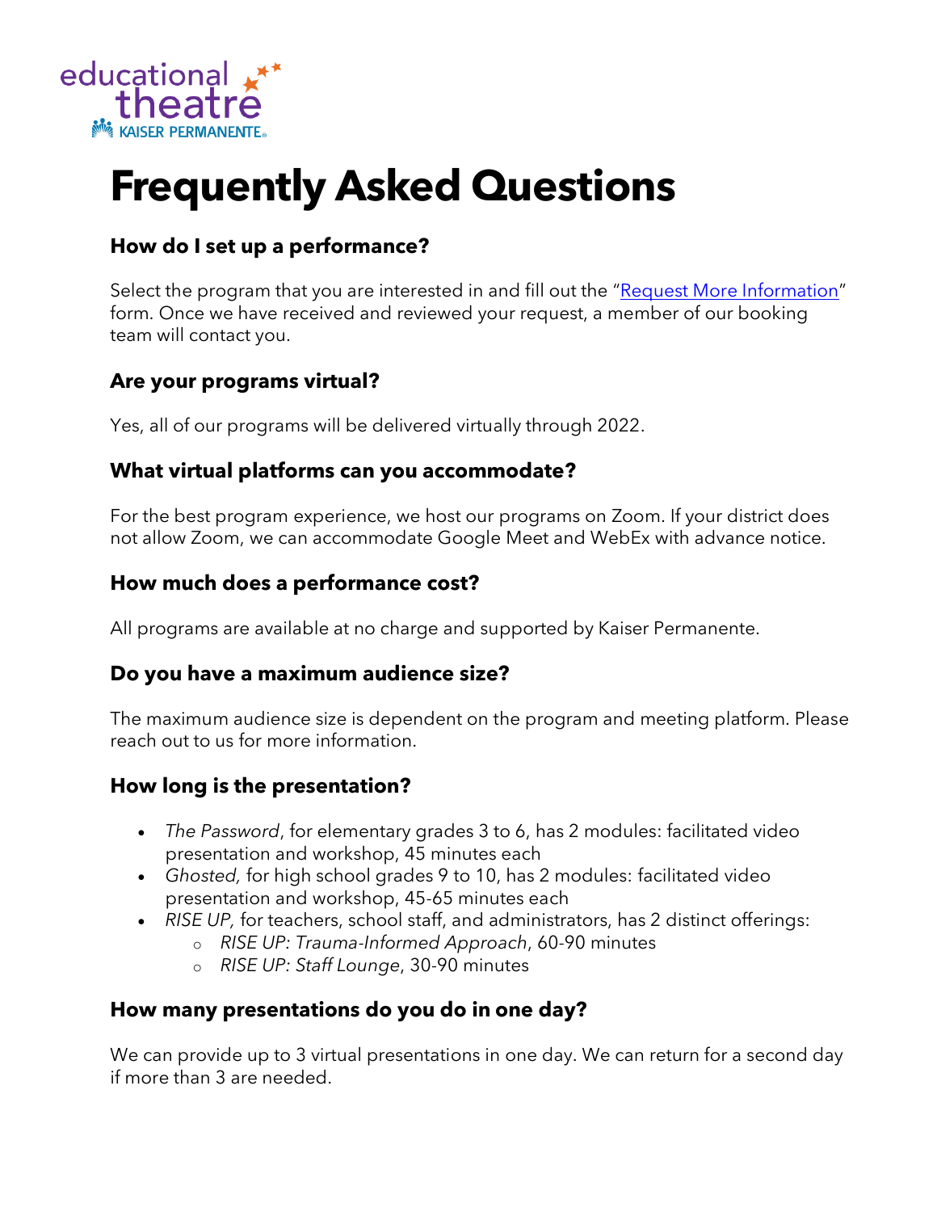educational theatre
KAISER PERMANENTE®

# Frequently Asked Questions

### How do I set up a performance?

Select the program that you are interested in and fill out the "Request More Information" form. Once we have received and reviewed your request, a member of our booking team will contact you.

### Are your programs virtual?

Yes, all of our programs will be delivered virtually through 2022.

### What virtual platforms can you accommodate?

For the best program experience, we host our programs on Zoom. If your district does not allow Zoom, we can accommodate Google Meet and WebEx with advance notice.

### How much does a performance cost?

All programs are available at no charge and supported by Kaiser Permanente.

### Do you have a maximum audience size?

The maximum audience size is dependent on the program and meeting platform. Please reach out to us for more information.

### How long is the presentation?

- *The Password*, for elementary grades 3 to 6, has 2 modules: facilitated video presentation and workshop, 45 minutes each
- *Ghosted,* for high school grades 9 to 10, has 2 modules: facilitated video presentation and workshop, 45-65 minutes each
- *RISE UP,* for teachers, school staff, and administrators, has 2 distinct offerings:
  - *RISE UP: Trauma-Informed Approach*, 60-90 minutes
  - *RISE UP: Staff Lounge*, 30-90 minutes

### How many presentations do you do in one day?

We can provide up to 3 virtual presentations in one day. We can return for a second day if more than 3 are needed.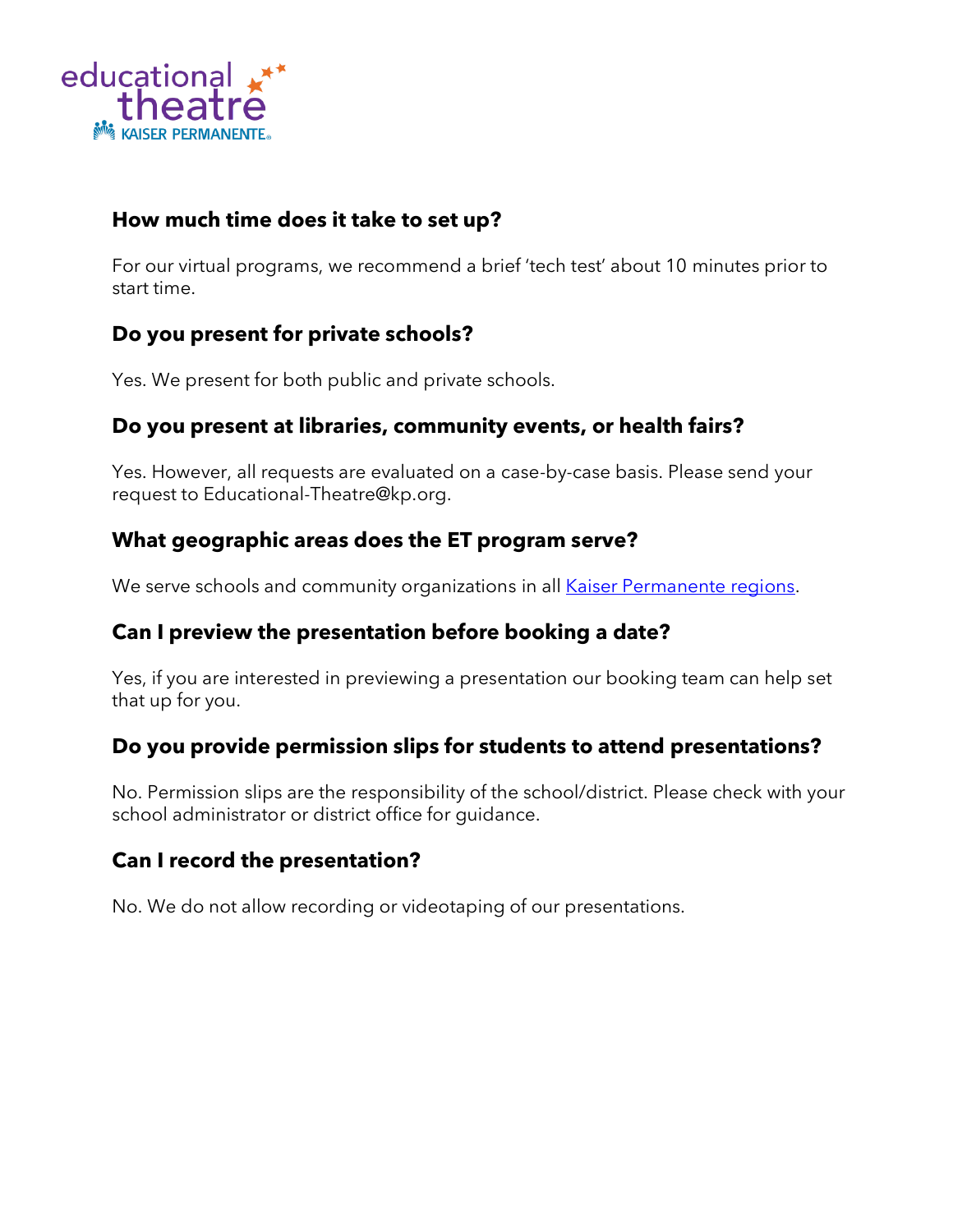## How much time does it take to set up?

For our virtual programs, we recommend a brief 'tech test' about 10 minutes prior to start time.

## Do you present for private schools?

Yes. We present for both public and private schools.

## Do you present at libraries, community events, or health fairs?

Yes. However, all requests are evaluated on a case-by-case basis. Please send your request to Educational-Theatre@kp.org.

## What geographic areas does the ET program serve?

We serve schools and community organizations in all Kaiser Permanente regions.

## Can I preview the presentation before booking a date?

Yes, if you are interested in previewing a presentation our booking team can help set that up for you.

## Do you provide permission slips for students to attend presentations?

No. Permission slips are the responsibility of the school/district. Please check with your school administrator or district office for guidance.

## Can I record the presentation?

No. We do not allow recording or videotaping of our presentations.